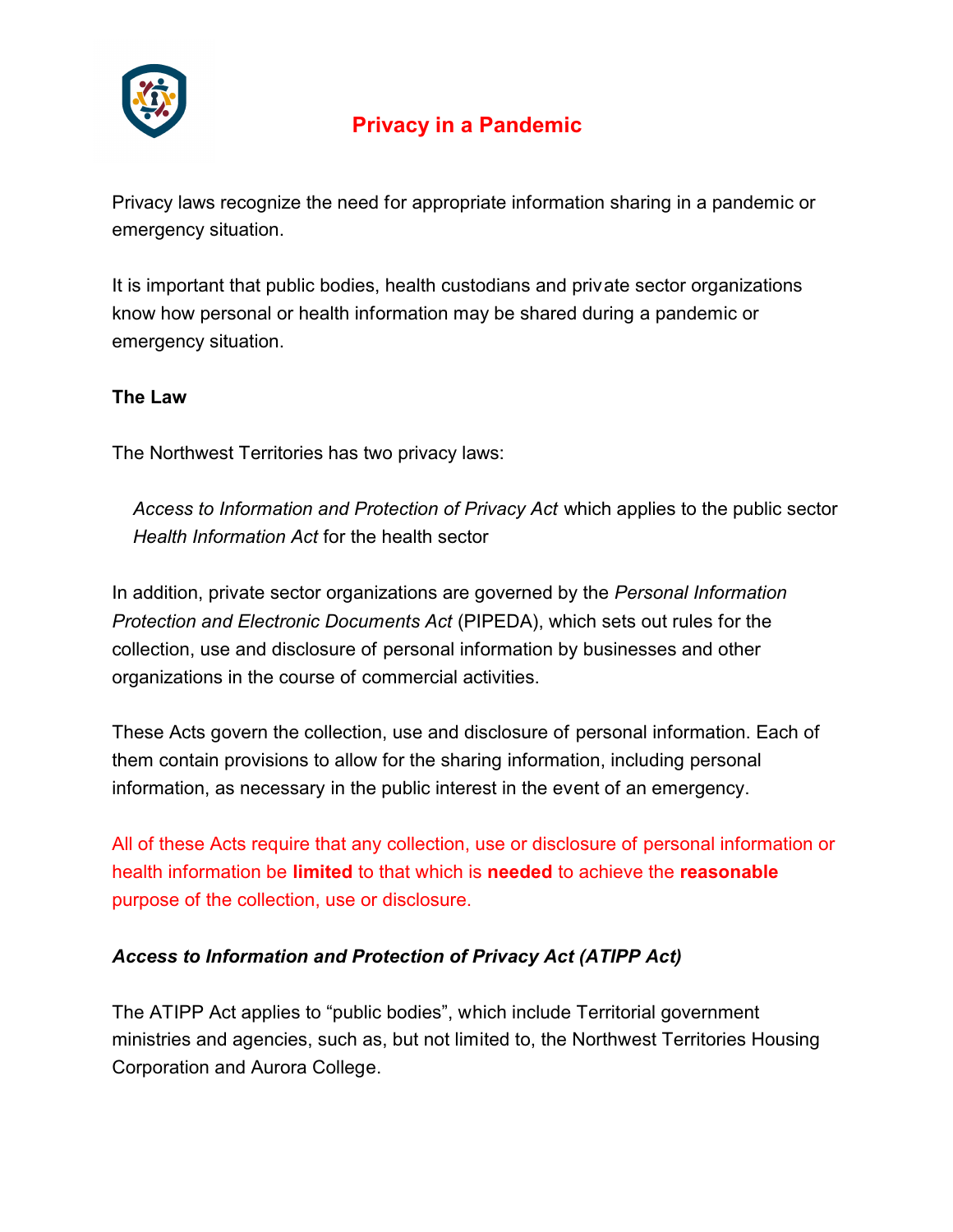# Privacy in a Pandemic

Privacy laws recognize the need for appropriate information sharing in a pandemic or emergency situation.

It is important that public bodies, health custodians and private sector organizations know how personal or health information may be shared during a pandemic or emergency situation.

**The Law**

The Northwest Territories has two privacy laws:

*Access to Information and Protection of Privacy Act* which applies to the public sector
*Health Information Act* for the health sector

In addition, private sector organizations are governed by the *Personal Information Protection and Electronic Documents Act* (PIPEDA), which sets out rules for the collection, use and disclosure of personal information by businesses and other organizations in the course of commercial activities.

These Acts govern the collection, use and disclosure of personal information. Each of them contain provisions to allow for the sharing information, including personal information, as necessary in the public interest in the event of an emergency.

All of these Acts require that any collection, use or disclosure of personal information or health information be **limited** to that which is **needed** to achieve the **reasonable** purpose of the collection, use or disclosure.

***Access to Information and Protection of Privacy Act (ATIPP Act)***

The ATIPP Act applies to "public bodies", which include Territorial government ministries and agencies, such as, but not limited to, the Northwest Territories Housing Corporation and Aurora College.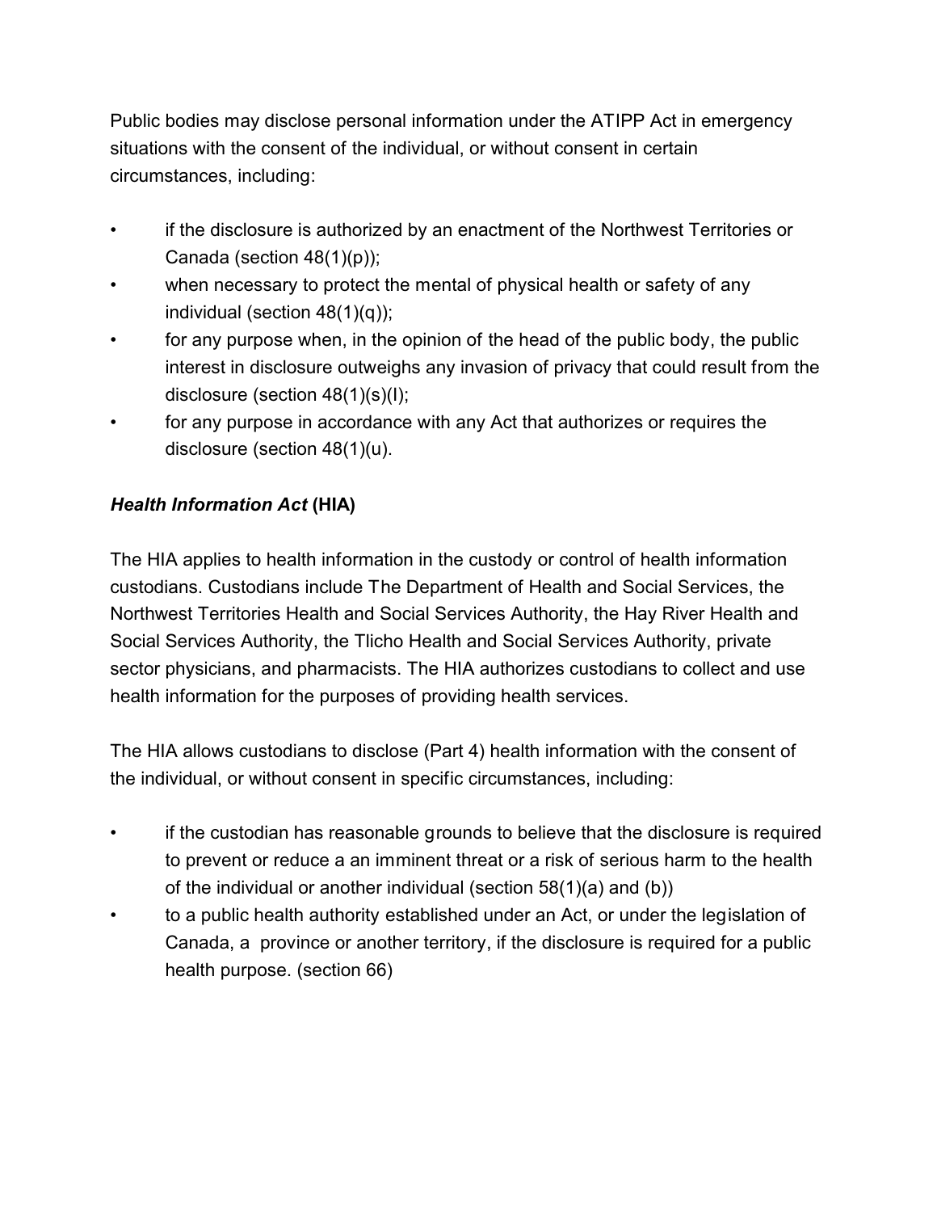Public bodies may disclose personal information under the ATIPP Act in emergency situations with the consent of the individual, or without consent in certain circumstances, including:

- if the disclosure is authorized by an enactment of the Northwest Territories or Canada (section 48(1)(p));
- when necessary to protect the mental of physical health or safety of any individual (section 48(1)(q));
- for any purpose when, in the opinion of the head of the public body, the public interest in disclosure outweighs any invasion of privacy that could result from the disclosure (section 48(1)(s)(I);
- for any purpose in accordance with any Act that authorizes or requires the disclosure (section 48(1)(u).

## *Health Information Act* (HIA)

The HIA applies to health information in the custody or control of health information custodians. Custodians include The Department of Health and Social Services, the Northwest Territories Health and Social Services Authority, the Hay River Health and Social Services Authority, the Tlicho Health and Social Services Authority, private sector physicians, and pharmacists. The HIA authorizes custodians to collect and use health information for the purposes of providing health services.

The HIA allows custodians to disclose (Part 4) health information with the consent of the individual, or without consent in specific circumstances, including:

- if the custodian has reasonable grounds to believe that the disclosure is required to prevent or reduce a an imminent threat or a risk of serious harm to the health of the individual or another individual (section 58(1)(a) and (b))
- to a public health authority established under an Act, or under the legislation of Canada, a province or another territory, if the disclosure is required for a public health purpose. (section 66)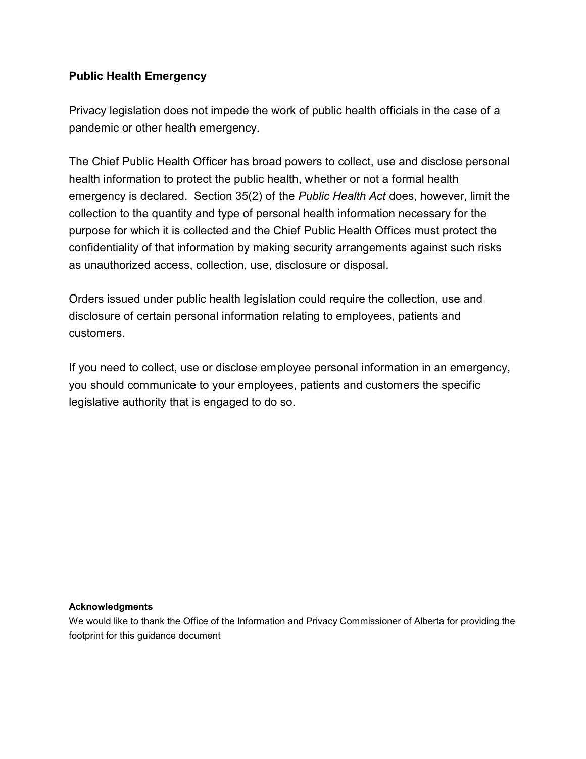## Public Health Emergency

Privacy legislation does not impede the work of public health officials in the case of a pandemic or other health emergency.

The Chief Public Health Officer has broad powers to collect, use and disclose personal health information to protect the public health, whether or not a formal health emergency is declared. Section 35(2) of the *Public Health Act* does, however, limit the collection to the quantity and type of personal health information necessary for the purpose for which it is collected and the Chief Public Health Offices must protect the confidentiality of that information by making security arrangements against such risks as unauthorized access, collection, use, disclosure or disposal.

Orders issued under public health legislation could require the collection, use and disclosure of certain personal information relating to employees, patients and customers.

If you need to collect, use or disclose employee personal information in an emergency, you should communicate to your employees, patients and customers the specific legislative authority that is engaged to do so.

**Acknowledgments**

We would like to thank the Office of the Information and Privacy Commissioner of Alberta for providing the footprint for this guidance document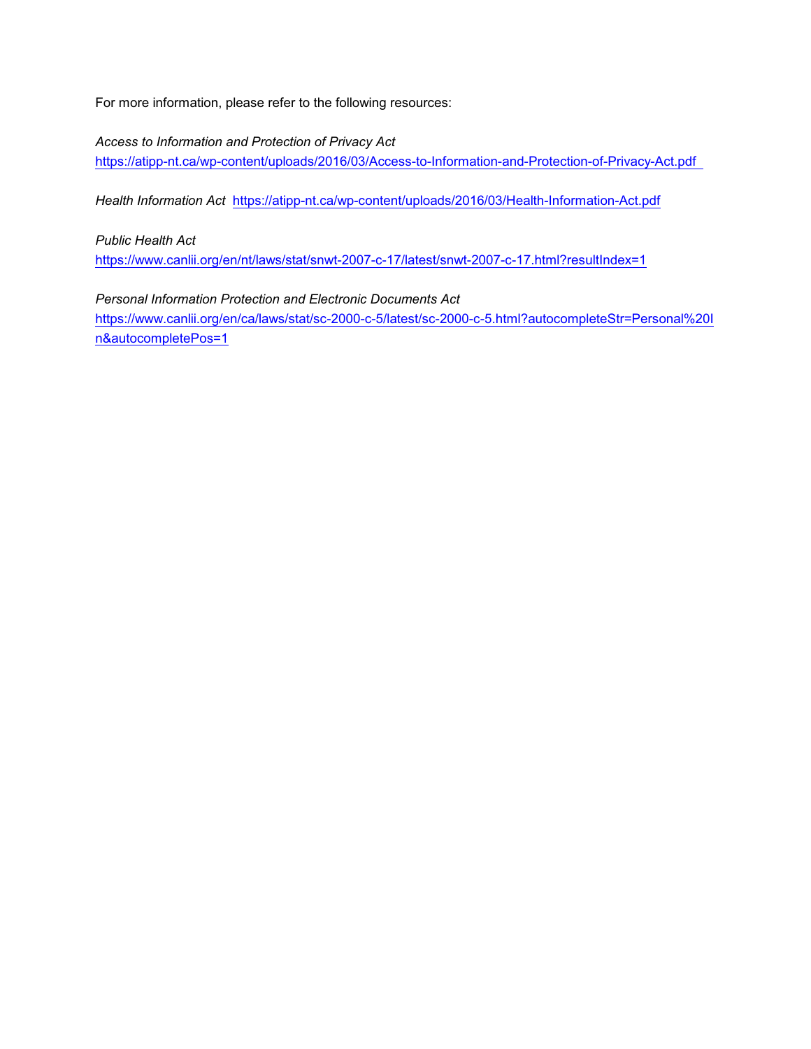For more information, please refer to the following resources:

*Access to Information and Protection of Privacy Act*
https://atipp-nt.ca/wp-content/uploads/2016/03/Access-to-Information-and-Protection-of-Privacy-Act.pdf

*Health Information Act* https://atipp-nt.ca/wp-content/uploads/2016/03/Health-Information-Act.pdf

*Public Health Act*
https://www.canlii.org/en/nt/laws/stat/snwt-2007-c-17/latest/snwt-2007-c-17.html?resultIndex=1

*Personal Information Protection and Electronic Documents Act*
https://www.canlii.org/en/ca/laws/stat/sc-2000-c-5/latest/sc-2000-c-5.html?autocompleteStr=Personal%20In&autocompletePos=1